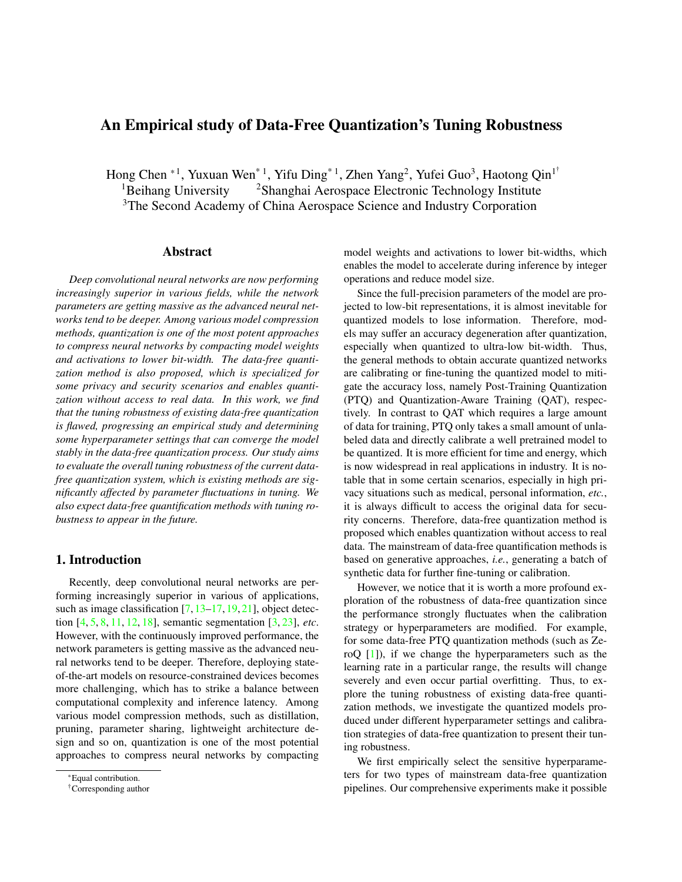# An Empirical study of Data-Free Quantization's Tuning Robustness

Hong Chen [*1], Yuxuan Wen[*1], Yifu Ding[*1], Zhen Yang[2], Yufei Guo[3], Haotong Qin[1†]

[1]Beihang University [2]Shanghai Aerospace Electronic Technology Institute

[3]The Second Academy of China Aerospace Science and Industry Corporation

## Abstract

*Deep convolutional neural networks are now performing increasingly superior in various fields, while the network parameters are getting massive as the advanced neural networks tend to be deeper. Among various model compression methods, quantization is one of the most potent approaches to compress neural networks by compacting model weights and activations to lower bit-width. The data-free quantization method is also proposed, which is specialized for some privacy and security scenarios and enables quantization without access to real data. In this work, we find that the tuning robustness of existing data-free quantization is flawed, progressing an empirical study and determining some hyperparameter settings that can converge the model stably in the data-free quantization process. Our study aims to evaluate the overall tuning robustness of the current data-free quantization system, which is existing methods are significantly affected by parameter fluctuations in tuning. We also expect data-free quantification methods with tuning robustness to appear in the future.*

## 1. Introduction

Recently, deep convolutional neural networks are performing increasingly superior in various of applications, such as image classification [7, 13–17, 19, 21], object detection [4, 5, 8, 11, 12, 18], semantic segmentation [3, 23], *etc*. However, with the continuously improved performance, the network parameters is getting massive as the advanced neural networks tend to be deeper. Therefore, deploying state-of-the-art models on resource-constrained devices becomes more challenging, which has to strike a balance between computational complexity and inference latency. Among various model compression methods, such as distillation, pruning, parameter sharing, lightweight architecture design and so on, quantization is one of the most potential approaches to compress neural networks by compacting model weights and activations to lower bit-widths, which enables the model to accelerate during inference by integer operations and reduce model size.

Since the full-precision parameters of the model are projected to low-bit representations, it is almost inevitable for quantized models to lose information. Therefore, models may suffer an accuracy degeneration after quantization, especially when quantized to ultra-low bit-width. Thus, the general methods to obtain accurate quantized networks are calibrating or fine-tuning the quantized model to mitigate the accuracy loss, namely Post-Training Quantization (PTQ) and Quantization-Aware Training (QAT), respectively. In contrast to QAT which requires a large amount of data for training, PTQ only takes a small amount of unlabeled data and directly calibrate a well pretrained model to be quantized. It is more efficient for time and energy, which is now widespread in real applications in industry. It is notable that in some certain scenarios, especially in high privacy situations such as medical, personal information, *etc.*, it is always difficult to access the original data for security concerns. Therefore, data-free quantization method is proposed which enables quantization without access to real data. The mainstream of data-free quantification methods is based on generative approaches, *i.e.*, generating a batch of synthetic data for further fine-tuning or calibration.

However, we notice that it is worth a more profound exploration of the robustness of data-free quantization since the performance strongly fluctuates when the calibration strategy or hyperparameters are modified. For example, for some data-free PTQ quantization methods (such as ZeroQ [1]), if we change the hyperparameters such as the learning rate in a particular range, the results will change severely and even occur partial overfitting. Thus, to explore the tuning robustness of existing data-free quantization methods, we investigate the quantized models produced under different hyperparameter settings and calibration strategies of data-free quantization to present their tuning robustness.

We first empirically select the sensitive hyperparameters for two types of mainstream data-free quantization pipelines. Our comprehensive experiments make it possible

*Equal contribution.

†Corresponding author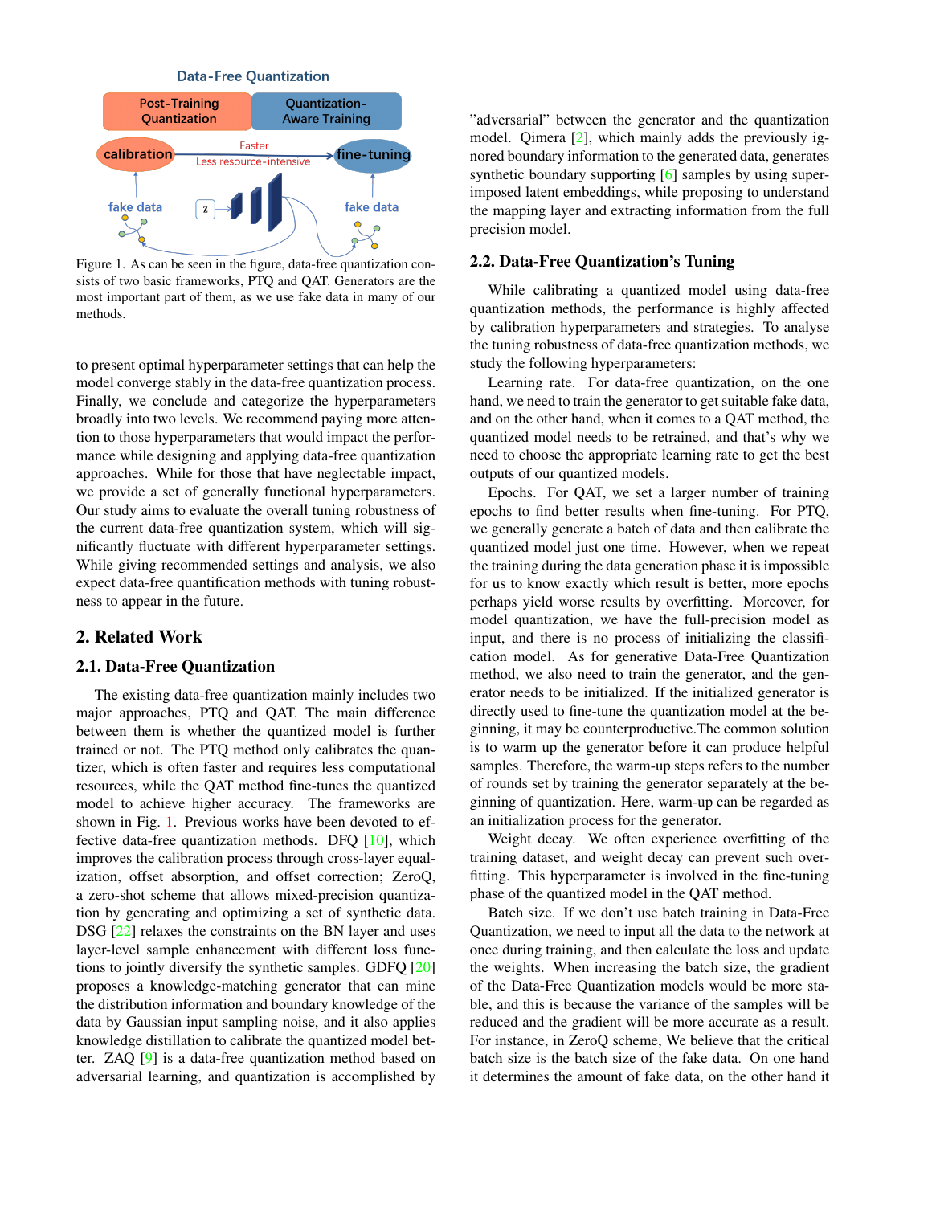Data-Free Quantization

Post-Training Quantization | Quantization-Aware Training

calibration → fine-tuning (Faster, Less resource-intensive)

fake data, z, fake data

Figure 1. As can be seen in the figure, data-free quantization consists of two basic frameworks, PTQ and QAT. Generators are the most important part of them, as we use fake data in many of our methods.

to present optimal hyperparameter settings that can help the model converge stably in the data-free quantization process. Finally, we conclude and categorize the hyperparameters broadly into two levels. We recommend paying more attention to those hyperparameters that would impact the performance while designing and applying data-free quantization approaches. While for those that have neglectable impact, we provide a set of generally functional hyperparameters. Our study aims to evaluate the overall tuning robustness of the current data-free quantization system, which will significantly fluctuate with different hyperparameter settings. While giving recommended settings and analysis, we also expect data-free quantification methods with tuning robustness to appear in the future.

## 2. Related Work

### 2.1. Data-Free Quantization

The existing data-free quantization mainly includes two major approaches, PTQ and QAT. The main difference between them is whether the quantized model is further trained or not. The PTQ method only calibrates the quantizer, which is often faster and requires less computational resources, while the QAT method fine-tunes the quantized model to achieve higher accuracy. The frameworks are shown in Fig. 1. Previous works have been devoted to effective data-free quantization methods. DFQ [10], which improves the calibration process through cross-layer equalization, offset absorption, and offset correction; ZeroQ, a zero-shot scheme that allows mixed-precision quantization by generating and optimizing a set of synthetic data. DSG [22] relaxes the constraints on the BN layer and uses layer-level sample enhancement with different loss functions to jointly diversify the synthetic samples. GDFQ [20] proposes a knowledge-matching generator that can mine the distribution information and boundary knowledge of the data by Gaussian input sampling noise, and it also applies knowledge distillation to calibrate the quantized model better. ZAQ [9] is a data-free quantization method based on adversarial learning, and quantization is accomplished by "adversarial" between the generator and the quantization model. Qimera [2], which mainly adds the previously ignored boundary information to the generated data, generates synthetic boundary supporting [6] samples by using superimposed latent embeddings, while proposing to understand the mapping layer and extracting information from the full precision model.

### 2.2. Data-Free Quantization's Tuning

While calibrating a quantized model using data-free quantization methods, the performance is highly affected by calibration hyperparameters and strategies. To analyse the tuning robustness of data-free quantization methods, we study the following hyperparameters:

Learning rate. For data-free quantization, on the one hand, we need to train the generator to get suitable fake data, and on the other hand, when it comes to a QAT method, the quantized model needs to be retrained, and that's why we need to choose the appropriate learning rate to get the best outputs of our quantized models.

Epochs. For QAT, we set a larger number of training epochs to find better results when fine-tuning. For PTQ, we generally generate a batch of data and then calibrate the quantized model just one time. However, when we repeat the training during the data generation phase it is impossible for us to know exactly which result is better, more epochs perhaps yield worse results by overfitting. Moreover, for model quantization, we have the full-precision model as input, and there is no process of initializing the classification model. As for generative Data-Free Quantization method, we also need to train the generator, and the generator needs to be initialized. If the initialized generator is directly used to fine-tune the quantization model at the beginning, it may be counterproductive.The common solution is to warm up the generator before it can produce helpful samples. Therefore, the warm-up steps refers to the number of rounds set by training the generator separately at the beginning of quantization. Here, warm-up can be regarded as an initialization process for the generator.

Weight decay. We often experience overfitting of the training dataset, and weight decay can prevent such overfitting. This hyperparameter is involved in the fine-tuning phase of the quantized model in the QAT method.

Batch size. If we don't use batch training in Data-Free Quantization, we need to input all the data to the network at once during training, and then calculate the loss and update the weights. When increasing the batch size, the gradient of the Data-Free Quantization models would be more stable, and this is because the variance of the samples will be reduced and the gradient will be more accurate as a result. For instance, in ZeroQ scheme, We believe that the critical batch size is the batch size of the fake data. On one hand it determines the amount of fake data, on the other hand it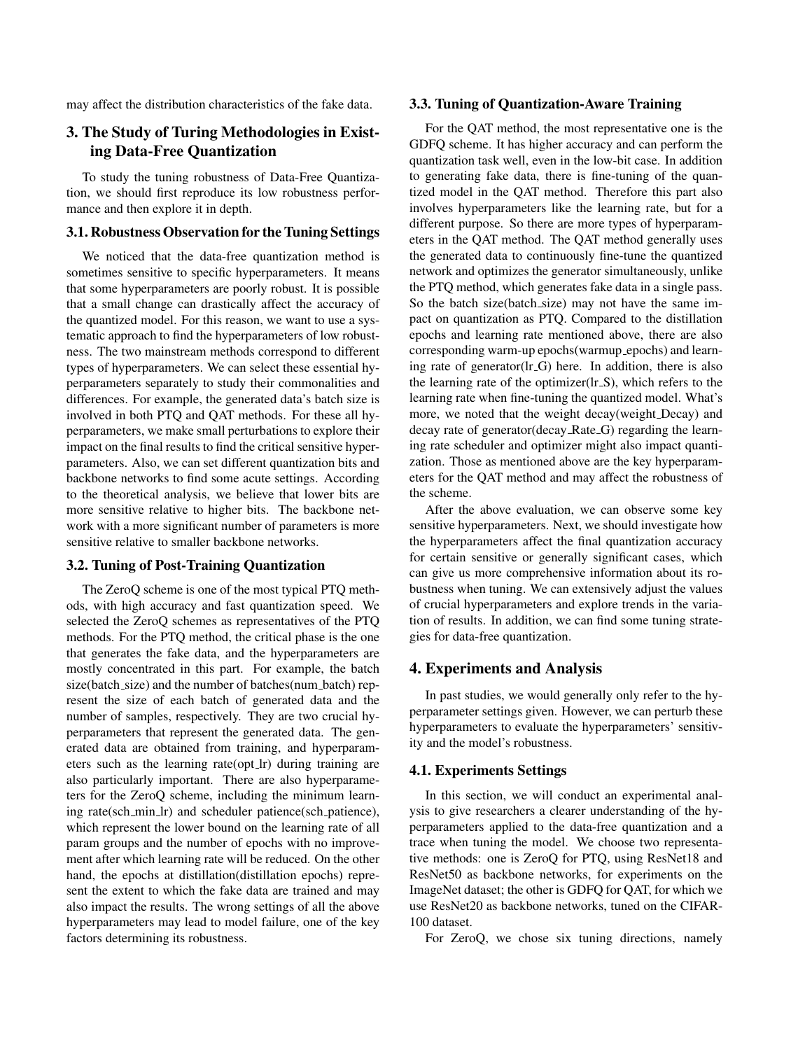may affect the distribution characteristics of the fake data.

## 3. The Study of Turing Methodologies in Existing Data-Free Quantization

To study the tuning robustness of Data-Free Quantization, we should first reproduce its low robustness performance and then explore it in depth.

### 3.1. Robustness Observation for the Tuning Settings

We noticed that the data-free quantization method is sometimes sensitive to specific hyperparameters. It means that some hyperparameters are poorly robust. It is possible that a small change can drastically affect the accuracy of the quantized model. For this reason, we want to use a systematic approach to find the hyperparameters of low robustness. The two mainstream methods correspond to different types of hyperparameters. We can select these essential hyperparameters separately to study their commonalities and differences. For example, the generated data's batch size is involved in both PTQ and QAT methods. For these all hyperparameters, we make small perturbations to explore their impact on the final results to find the critical sensitive hyperparameters. Also, we can set different quantization bits and backbone networks to find some acute settings. According to the theoretical analysis, we believe that lower bits are more sensitive relative to higher bits. The backbone network with a more significant number of parameters is more sensitive relative to smaller backbone networks.

### 3.2. Tuning of Post-Training Quantization

The ZeroQ scheme is one of the most typical PTQ methods, with high accuracy and fast quantization speed. We selected the ZeroQ schemes as representatives of the PTQ methods. For the PTQ method, the critical phase is the one that generates the fake data, and the hyperparameters are mostly concentrated in this part. For example, the batch size(batch_size) and the number of batches(num_batch) represent the size of each batch of generated data and the number of samples, respectively. They are two crucial hyperparameters that represent the generated data. The generated data are obtained from training, and hyperparameters such as the learning rate(opt_lr) during training are also particularly important. There are also hyperparameters for the ZeroQ scheme, including the minimum learning rate(sch_min_lr) and scheduler patience(sch_patience), which represent the lower bound on the learning rate of all param groups and the number of epochs with no improvement after which learning rate will be reduced. On the other hand, the epochs at distillation(distillation epochs) represent the extent to which the fake data are trained and may also impact the results. The wrong settings of all the above hyperparameters may lead to model failure, one of the key factors determining its robustness.

### 3.3. Tuning of Quantization-Aware Training

For the QAT method, the most representative one is the GDFQ scheme. It has higher accuracy and can perform the quantization task well, even in the low-bit case. In addition to generating fake data, there is fine-tuning of the quantized model in the QAT method. Therefore this part also involves hyperparameters like the learning rate, but for a different purpose. So there are more types of hyperparameters in the QAT method. The QAT method generally uses the generated data to continuously fine-tune the quantized network and optimizes the generator simultaneously, unlike the PTQ method, which generates fake data in a single pass. So the batch size(batch_size) may not have the same impact on quantization as PTQ. Compared to the distillation epochs and learning rate mentioned above, there are also corresponding warm-up epochs(warmup_epochs) and learning rate of generator(lr_G) here. In addition, there is also the learning rate of the optimizer(lr_S), which refers to the learning rate when fine-tuning the quantized model. What's more, we noted that the weight decay(weight_Decay) and decay rate of generator(decay_Rate_G) regarding the learning rate scheduler and optimizer might also impact quantization. Those as mentioned above are the key hyperparameters for the QAT method and may affect the robustness of the scheme.

After the above evaluation, we can observe some key sensitive hyperparameters. Next, we should investigate how the hyperparameters affect the final quantization accuracy for certain sensitive or generally significant cases, which can give us more comprehensive information about its robustness when tuning. We can extensively adjust the values of crucial hyperparameters and explore trends in the variation of results. In addition, we can find some tuning strategies for data-free quantization.

## 4. Experiments and Analysis

In past studies, we would generally only refer to the hyperparameter settings given. However, we can perturb these hyperparameters to evaluate the hyperparameters' sensitivity and the model's robustness.

### 4.1. Experiments Settings

In this section, we will conduct an experimental analysis to give researchers a clearer understanding of the hyperparameters applied to the data-free quantization and a trace when tuning the model. We choose two representative methods: one is ZeroQ for PTQ, using ResNet18 and ResNet50 as backbone networks, for experiments on the ImageNet dataset; the other is GDFQ for QAT, for which we use ResNet20 as backbone networks, tuned on the CIFAR-100 dataset.

For ZeroQ, we chose six tuning directions, namely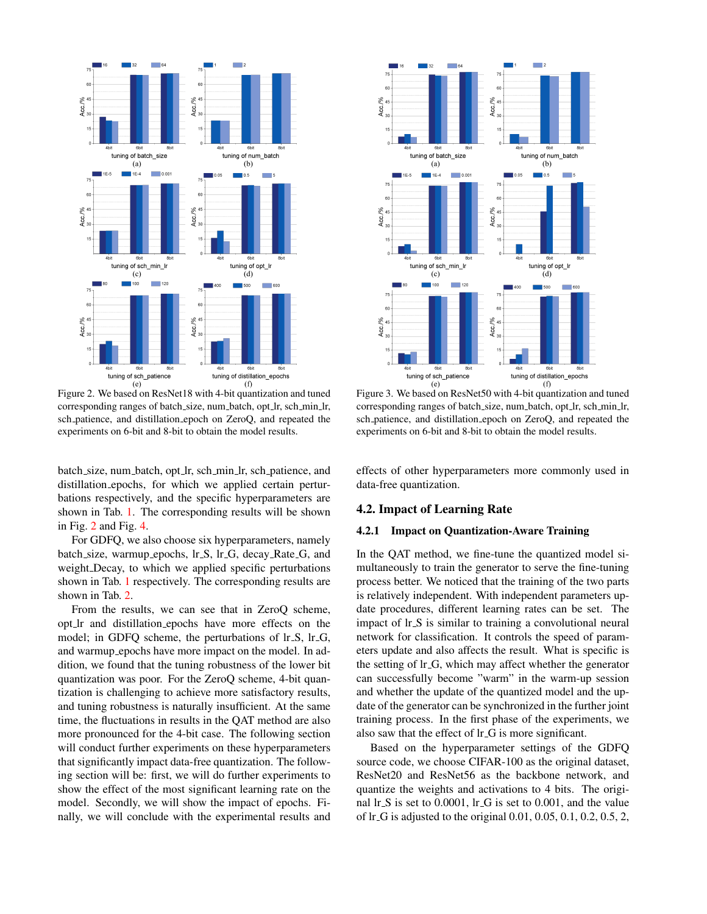Figure 2. We based on ResNet18 with 4-bit quantization and tuned corresponding ranges of batch_size, num_batch, opt_lr, sch_min_lr, sch_patience, and distillation_epoch on ZeroQ, and repeated the experiments on 6-bit and 8-bit to obtain the model results.

Figure 3. We based on ResNet50 with 4-bit quantization and tuned corresponding ranges of batch_size, num_batch, opt_lr, sch_min_lr, sch_patience, and distillation_epoch on ZeroQ, and repeated the experiments on 6-bit and 8-bit to obtain the model results.

batch_size, num_batch, opt_lr, sch_min_lr, sch_patience, and distillation_epochs, for which we applied certain perturbations respectively, and the specific hyperparameters are shown in Tab. 1. The corresponding results will be shown in Fig. 2 and Fig. 4.

For GDFQ, we also choose six hyperparameters, namely batch_size, warmup_epochs, lr_S, lr_G, decay_Rate_G, and weight_Decay, to which we applied specific perturbations shown in Tab. 1 respectively. The corresponding results are shown in Tab. 2.

From the results, we can see that in ZeroQ scheme, opt_lr and distillation_epochs have more effects on the model; in GDFQ scheme, the perturbations of lr_S, lr_G, and warmup_epochs have more impact on the model. In addition, we found that the tuning robustness of the lower bit quantization was poor. For the ZeroQ scheme, 4-bit quantization is challenging to achieve more satisfactory results, and tuning robustness is naturally insufficient. At the same time, the fluctuations in results in the QAT method are also more pronounced for the 4-bit case. The following section will conduct further experiments on these hyperparameters that significantly impact data-free quantization. The following section will be: first, we will do further experiments to show the effect of the most significant learning rate on the model. Secondly, we will show the impact of epochs. Finally, we will conclude with the experimental results and effects of other hyperparameters more commonly used in data-free quantization.

## 4.2. Impact of Learning Rate

### 4.2.1 Impact on Quantization-Aware Training

In the QAT method, we fine-tune the quantized model simultaneously to train the generator to serve the fine-tuning process better. We noticed that the training of the two parts is relatively independent. With independent parameters update procedures, different learning rates can be set. The impact of lr_S is similar to training a convolutional neural network for classification. It controls the speed of parameters update and also affects the result. What is specific is the setting of lr_G, which may affect whether the generator can successfully become "warm" in the warm-up session and whether the update of the quantized model and the update of the generator can be synchronized in the further joint training process. In the first phase of the experiments, we also saw that the effect of lr_G is more significant.

Based on the hyperparameter settings of the GDFQ source code, we choose CIFAR-100 as the original dataset, ResNet20 and ResNet56 as the backbone network, and quantize the weights and activations to 4 bits. The original lr_S is set to 0.0001, lr_G is set to 0.001, and the value of lr_G is adjusted to the original 0.01, 0.05, 0.1, 0.2, 0.5, 2,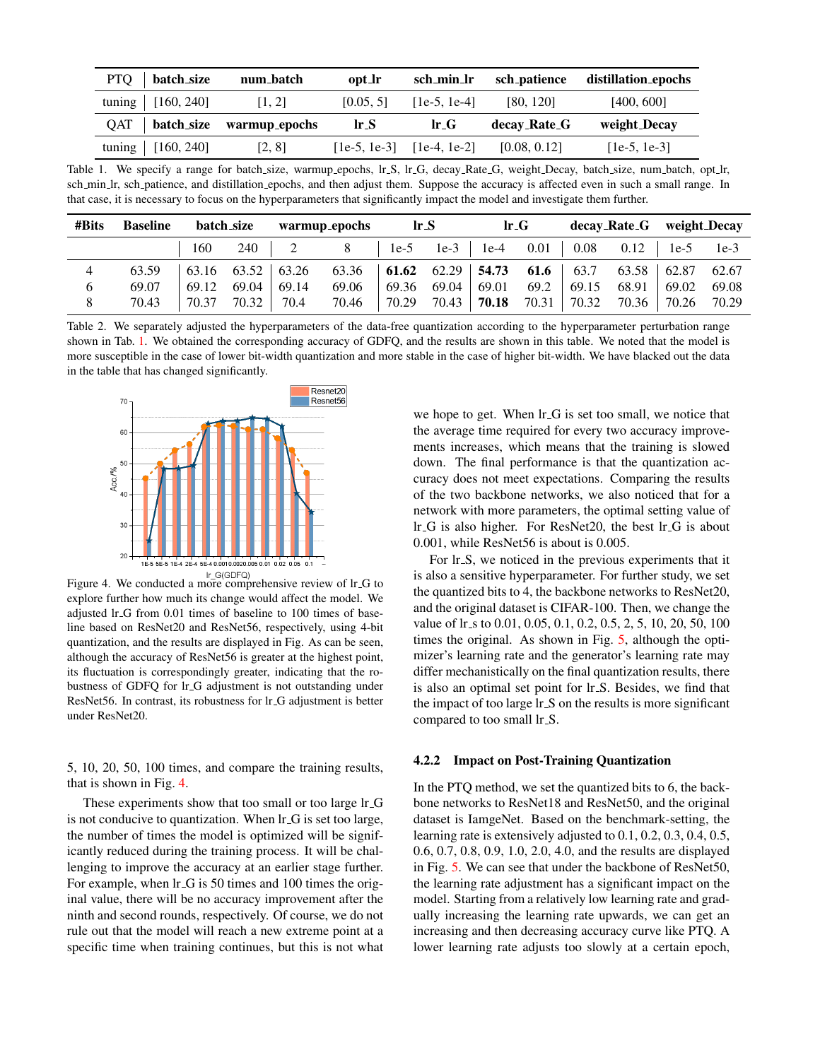| PTQ | batch_size | num_batch | opt_lr | sch_min_lr | sch_patience | distillation_epochs |
|---|---|---|---|---|---|---|
| tuning | [160, 240] | [1, 2] | [0.05, 5] | [1e-5, 1e-4] | [80, 120] | [400, 600] |
| QAT | batch_size | warmup_epochs | lr_S | lr_G | decay_Rate_G | weight_Decay |
| tuning | [160, 240] | [2, 8] | [1e-5, 1e-3] | [1e-4, 1e-2] | [0.08, 0.12] | [1e-5, 1e-3] |

Table 1. We specify a range for batch_size, warmup_epochs, lr_S, lr_G, decay_Rate_G, weight_Decay, batch_size, num_batch, opt_lr, sch_min_lr, sch_patience, and distillation_epochs, and then adjust them. Suppose the accuracy is affected even in such a small range. In that case, it is necessary to focus on the hyperparameters that significantly impact the model and investigate them further.

| #Bits | Baseline | batch_size | | warmup_epochs | | lr_S | | lr_G | | decay_Rate_G | | weight_Decay | |
|---|---|---|---|---|---|---|---|---|---|---|---|---|---|
| | | 160 | 240 | 2 | 8 | 1e-5 | 1e-3 | 1e-4 | 0.01 | 0.08 | 0.12 | 1e-5 | 1e-3 |
| 4 | 63.59 | 63.16 | 63.52 | 63.26 | 63.36 | **61.62** | 62.29 | **54.73** | **61.6** | 63.7 | 63.58 | 62.87 | 62.67 |
| 6 | 69.07 | 69.12 | 69.04 | 69.14 | 69.06 | 69.36 | 69.04 | 69.01 | 69.2 | 69.15 | 68.91 | 69.02 | 69.08 |
| 8 | 70.43 | 70.37 | 70.32 | 70.4 | 70.46 | 70.29 | 70.43 | **70.18** | 70.31 | 70.32 | 70.36 | 70.26 | 70.29 |

Table 2. We separately adjusted the hyperparameters of the data-free quantization according to the hyperparameter perturbation range shown in Tab. 1. We obtained the corresponding accuracy of GDFQ, and the results are shown in this table. We noted that the model is more susceptible in the case of lower bit-width quantization and more stable in the case of higher bit-width. We have blacked out the data in the table that has changed significantly.

Figure 4. We conducted a more comprehensive review of lr_G to explore further how much its change would affect the model. We adjusted lr_G from 0.01 times of baseline to 100 times of baseline based on ResNet20 and ResNet56, respectively, using 4-bit quantization, and the results are displayed in Fig. As can be seen, although the accuracy of ResNet56 is greater at the highest point, its fluctuation is correspondingly greater, indicating that the robustness of GDFQ for lr_G adjustment is not outstanding under ResNet56. In contrast, its robustness for lr_G adjustment is better under ResNet20.

5, 10, 20, 50, 100 times, and compare the training results, that is shown in Fig. 4.

These experiments show that too small or too large lr_G is not conducive to quantization. When lr_G is set too large, the number of times the model is optimized will be significantly reduced during the training process. It will be challenging to improve the accuracy at an earlier stage further. For example, when lr_G is 50 times and 100 times the original value, there will be no accuracy improvement after the ninth and second rounds, respectively. Of course, we do not rule out that the model will reach a new extreme point at a specific time when training continues, but this is not what we hope to get. When lr_G is set too small, we notice that the average time required for every two accuracy improvements increases, which means that the training is slowed down. The final performance is that the quantization accuracy does not meet expectations. Comparing the results of the two backbone networks, we also noticed that for a network with more parameters, the optimal setting value of lr_G is also higher. For ResNet20, the best lr_G is about 0.001, while ResNet56 is about is 0.005.

For lr_S, we noticed in the previous experiments that it is also a sensitive hyperparameter. For further study, we set the quantized bits to 4, the backbone networks to ResNet20, and the original dataset is CIFAR-100. Then, we change the value of lr_s to 0.01, 0.05, 0.1, 0.2, 0.5, 2, 5, 10, 20, 50, 100 times the original. As shown in Fig. 5, although the optimizer's learning rate and the generator's learning rate may differ mechanistically on the final quantization results, there is also an optimal set point for lr_S. Besides, we find that the impact of too large lr_S on the results is more significant compared to too small lr_S.

#### 4.2.2 Impact on Post-Training Quantization

In the PTQ method, we set the quantized bits to 6, the backbone networks to ResNet18 and ResNet50, and the original dataset is IamgeNet. Based on the benchmark-setting, the learning rate is extensively adjusted to 0.1, 0.2, 0.3, 0.4, 0.5, 0.6, 0.7, 0.8, 0.9, 1.0, 2.0, 4.0, and the results are displayed in Fig. 5. We can see that under the backbone of ResNet50, the learning rate adjustment has a significant impact on the model. Starting from a relatively low learning rate and gradually increasing the learning rate upwards, we can get an increasing and then decreasing accuracy curve like PTQ. A lower learning rate adjusts too slowly at a certain epoch,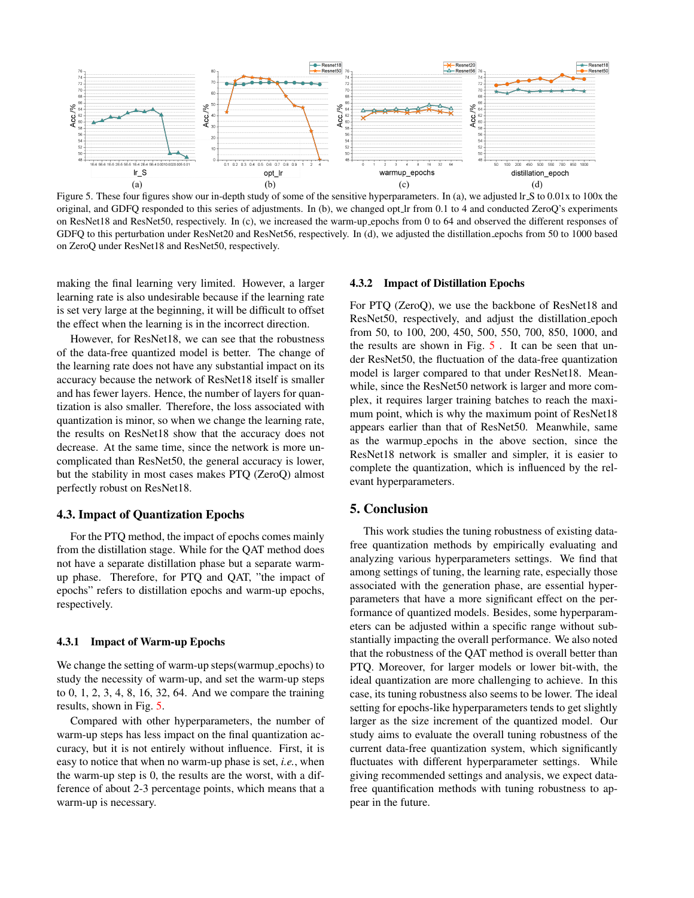Figure 5. These four figures show our in-depth study of some of the sensitive hyperparameters. In (a), we adjusted lr_S to 0.01x to 100x the original, and GDFQ responded to this series of adjustments. In (b), we changed opt_lr from 0.1 to 4 and conducted ZeroQ's experiments on ResNet18 and ResNet50, respectively. In (c), we increased the warm-up_epochs from 0 to 64 and observed the different responses of GDFQ to this perturbation under ResNet20 and ResNet56, respectively. In (d), we adjusted the distillation_epochs from 50 to 1000 based on ZeroQ under ResNet18 and ResNet50, respectively.

making the final learning very limited. However, a larger learning rate is also undesirable because if the learning rate is set very large at the beginning, it will be difficult to offset the effect when the learning is in the incorrect direction.

However, for ResNet18, we can see that the robustness of the data-free quantized model is better. The change of the learning rate does not have any substantial impact on its accuracy because the network of ResNet18 itself is smaller and has fewer layers. Hence, the number of layers for quantization is also smaller. Therefore, the loss associated with quantization is minor, so when we change the learning rate, the results on ResNet18 show that the accuracy does not decrease. At the same time, since the network is more uncomplicated than ResNet50, the general accuracy is lower, but the stability in most cases makes PTQ (ZeroQ) almost perfectly robust on ResNet18.

## 4.3. Impact of Quantization Epochs

For the PTQ method, the impact of epochs comes mainly from the distillation stage. While for the QAT method does not have a separate distillation phase but a separate warm-up phase. Therefore, for PTQ and QAT, "the impact of epochs" refers to distillation epochs and warm-up epochs, respectively.

### 4.3.1 Impact of Warm-up Epochs

We change the setting of warm-up steps(warmup_epochs) to study the necessity of warm-up, and set the warm-up steps to 0, 1, 2, 3, 4, 8, 16, 32, 64. And we compare the training results, shown in Fig. 5.

Compared with other hyperparameters, the number of warm-up steps has less impact on the final quantization accuracy, but it is not entirely without influence. First, it is easy to notice that when no warm-up phase is set, *i.e.*, when the warm-up step is 0, the results are the worst, with a difference of about 2-3 percentage points, which means that a warm-up is necessary.

### 4.3.2 Impact of Distillation Epochs

For PTQ (ZeroQ), we use the backbone of ResNet18 and ResNet50, respectively, and adjust the distillation_epoch from 50, to 100, 200, 450, 500, 550, 700, 850, 1000, and the results are shown in Fig. 5 . It can be seen that under ResNet50, the fluctuation of the data-free quantization model is larger compared to that under ResNet18. Meanwhile, since the ResNet50 network is larger and more complex, it requires larger training batches to reach the maximum point, which is why the maximum point of ResNet18 appears earlier than that of ResNet50. Meanwhile, same as the warmup_epochs in the above section, since the ResNet18 network is smaller and simpler, it is easier to complete the quantization, which is influenced by the relevant hyperparameters.

## 5. Conclusion

This work studies the tuning robustness of existing data-free quantization methods by empirically evaluating and analyzing various hyperparameters settings. We find that among settings of tuning, the learning rate, especially those associated with the generation phase, are essential hyperparameters that have a more significant effect on the performance of quantized models. Besides, some hyperparameters can be adjusted within a specific range without substantially impacting the overall performance. We also noted that the robustness of the QAT method is overall better than PTQ. Moreover, for larger models or lower bit-with, the ideal quantization are more challenging to achieve. In this case, its tuning robustness also seems to be lower. The ideal setting for epochs-like hyperparameters tends to get slightly larger as the size increment of the quantized model. Our study aims to evaluate the overall tuning robustness of the current data-free quantization system, which significantly fluctuates with different hyperparameter settings. While giving recommended settings and analysis, we expect data-free quantification methods with tuning robustness to appear in the future.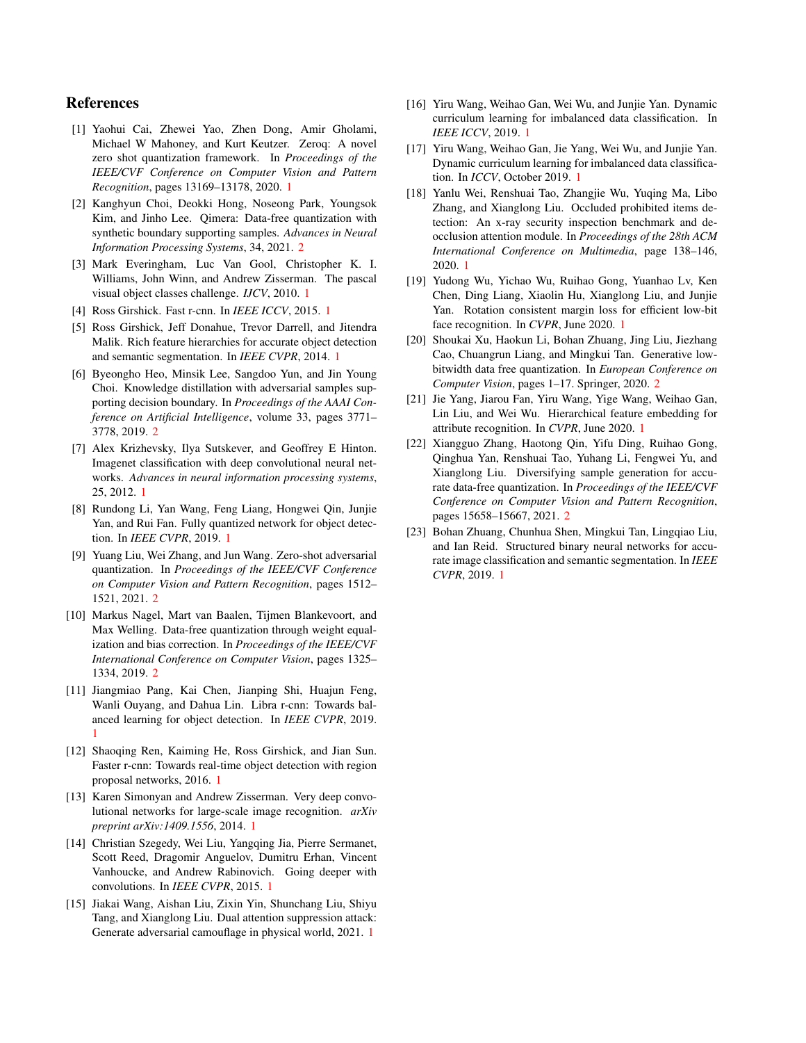# References

[1] Yaohui Cai, Zhewei Yao, Zhen Dong, Amir Gholami, Michael W Mahoney, and Kurt Keutzer. Zeroq: A novel zero shot quantization framework. In *Proceedings of the IEEE/CVF Conference on Computer Vision and Pattern Recognition*, pages 13169–13178, 2020. 1

[2] Kanghyun Choi, Deokki Hong, Noseong Park, Youngsok Kim, and Jinho Lee. Qimera: Data-free quantization with synthetic boundary supporting samples. *Advances in Neural Information Processing Systems*, 34, 2021. 2

[3] Mark Everingham, Luc Van Gool, Christopher K. I. Williams, John Winn, and Andrew Zisserman. The pascal visual object classes challenge. *IJCV*, 2010. 1

[4] Ross Girshick. Fast r-cnn. In *IEEE ICCV*, 2015. 1

[5] Ross Girshick, Jeff Donahue, Trevor Darrell, and Jitendra Malik. Rich feature hierarchies for accurate object detection and semantic segmentation. In *IEEE CVPR*, 2014. 1

[6] Byeongho Heo, Minsik Lee, Sangdoo Yun, and Jin Young Choi. Knowledge distillation with adversarial samples supporting decision boundary. In *Proceedings of the AAAI Conference on Artificial Intelligence*, volume 33, pages 3771–3778, 2019. 2

[7] Alex Krizhevsky, Ilya Sutskever, and Geoffrey E Hinton. Imagenet classification with deep convolutional neural networks. *Advances in neural information processing systems*, 25, 2012. 1

[8] Rundong Li, Yan Wang, Feng Liang, Hongwei Qin, Junjie Yan, and Rui Fan. Fully quantized network for object detection. In *IEEE CVPR*, 2019. 1

[9] Yuang Liu, Wei Zhang, and Jun Wang. Zero-shot adversarial quantization. In *Proceedings of the IEEE/CVF Conference on Computer Vision and Pattern Recognition*, pages 1512–1521, 2021. 2

[10] Markus Nagel, Mart van Baalen, Tijmen Blankevoort, and Max Welling. Data-free quantization through weight equalization and bias correction. In *Proceedings of the IEEE/CVF International Conference on Computer Vision*, pages 1325–1334, 2019. 2

[11] Jiangmiao Pang, Kai Chen, Jianping Shi, Huajun Feng, Wanli Ouyang, and Dahua Lin. Libra r-cnn: Towards balanced learning for object detection. In *IEEE CVPR*, 2019. 1

[12] Shaoqing Ren, Kaiming He, Ross Girshick, and Jian Sun. Faster r-cnn: Towards real-time object detection with region proposal networks, 2016. 1

[13] Karen Simonyan and Andrew Zisserman. Very deep convolutional networks for large-scale image recognition. *arXiv preprint arXiv:1409.1556*, 2014. 1

[14] Christian Szegedy, Wei Liu, Yangqing Jia, Pierre Sermanet, Scott Reed, Dragomir Anguelov, Dumitru Erhan, Vincent Vanhoucke, and Andrew Rabinovich. Going deeper with convolutions. In *IEEE CVPR*, 2015. 1

[15] Jiakai Wang, Aishan Liu, Zixin Yin, Shunchang Liu, Shiyu Tang, and Xianglong Liu. Dual attention suppression attack: Generate adversarial camouflage in physical world, 2021. 1

[16] Yiru Wang, Weihao Gan, Wei Wu, and Junjie Yan. Dynamic curriculum learning for imbalanced data classification. In *IEEE ICCV*, 2019. 1

[17] Yiru Wang, Weihao Gan, Jie Yang, Wei Wu, and Junjie Yan. Dynamic curriculum learning for imbalanced data classification. In *ICCV*, October 2019. 1

[18] Yanlu Wei, Renshuai Tao, Zhangjie Wu, Yuqing Ma, Libo Zhang, and Xianglong Liu. Occluded prohibited items detection: An x-ray security inspection benchmark and deocclusion attention module. In *Proceedings of the 28th ACM International Conference on Multimedia*, page 138–146, 2020. 1

[19] Yudong Wu, Yichao Wu, Ruihao Gong, Yuanhao Lv, Ken Chen, Ding Liang, Xiaolin Hu, Xianglong Liu, and Junjie Yan. Rotation consistent margin loss for efficient low-bit face recognition. In *CVPR*, June 2020. 1

[20] Shoukai Xu, Haokun Li, Bohan Zhuang, Jing Liu, Jiezhang Cao, Chuangrun Liang, and Mingkui Tan. Generative low-bitwidth data free quantization. In *European Conference on Computer Vision*, pages 1–17. Springer, 2020. 2

[21] Jie Yang, Jiarou Fan, Yiru Wang, Yige Wang, Weihao Gan, Lin Liu, and Wei Wu. Hierarchical feature embedding for attribute recognition. In *CVPR*, June 2020. 1

[22] Xiangguo Zhang, Haotong Qin, Yifu Ding, Ruihao Gong, Qinghua Yan, Renshuai Tao, Yuhang Li, Fengwei Yu, and Xianglong Liu. Diversifying sample generation for accurate data-free quantization. In *Proceedings of the IEEE/CVF Conference on Computer Vision and Pattern Recognition*, pages 15658–15667, 2021. 2

[23] Bohan Zhuang, Chunhua Shen, Mingkui Tan, Lingqiao Liu, and Ian Reid. Structured binary neural networks for accurate image classification and semantic segmentation. In *IEEE CVPR*, 2019. 1